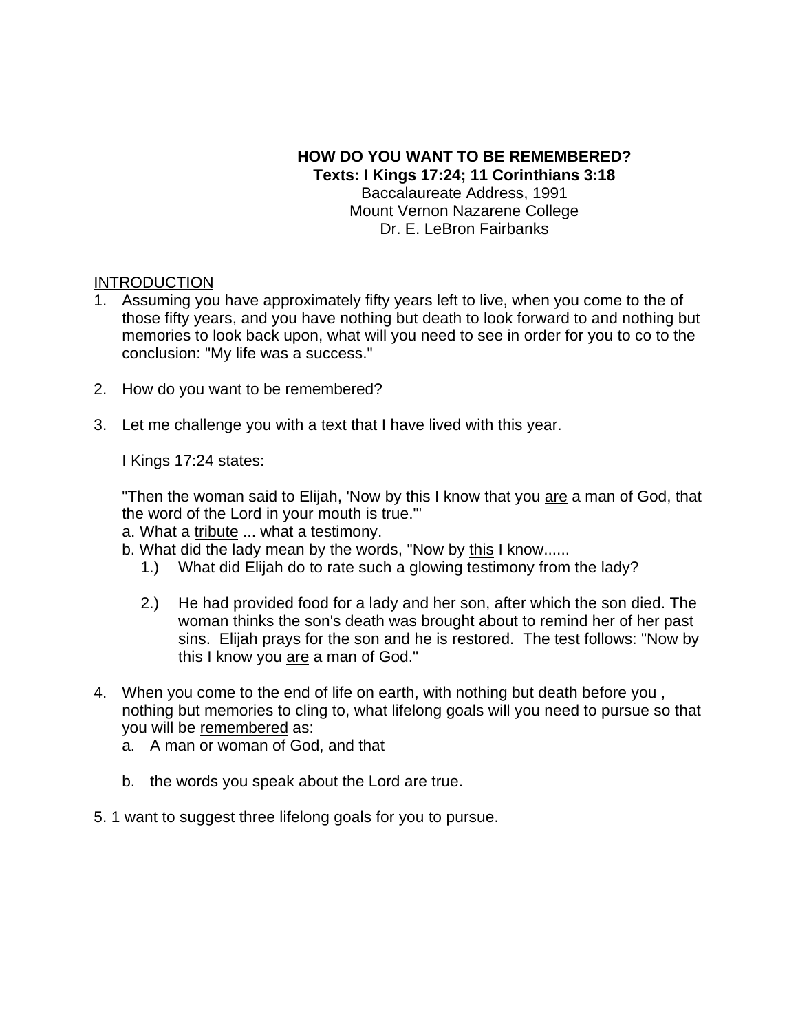**HOW DO YOU WANT TO BE REMEMBERED?**
**Texts: I Kings 17:24; 11 Corinthians 3:18**
Baccalaureate Address, 1991
Mount Vernon Nazarene College
Dr. E. LeBron Fairbanks

INTRODUCTION

1. Assuming you have approximately fifty years left to live, when you come to the of those fifty years, and you have nothing but death to look forward to and nothing but memories to look back upon, what will you need to see in order for you to co to the conclusion: "My life was a success."

2. How do you want to be remembered?

3. Let me challenge you with a text that I have lived with this year.

   I Kings 17:24 states:

   "Then the woman said to Elijah, 'Now by this I know that you are a man of God, that the word of the Lord in your mouth is true."'
   a. What a tribute ... what a testimony.
   b. What did the lady mean by the words, "Now by this I know......
      1.) What did Elijah do to rate such a glowing testimony from the lady?

      2.) He had provided food for a lady and her son, after which the son died. The woman thinks the son's death was brought about to remind her of her past sins. Elijah prays for the son and he is restored. The test follows: "Now by this I know you are a man of God."

4. When you come to the end of life on earth, with nothing but death before you , nothing but memories to cling to, what lifelong goals will you need to pursue so that you will be remembered as:
   a. A man or woman of God, and that

   b. the words you speak about the Lord are true.

5. 1 want to suggest three lifelong goals for you to pursue.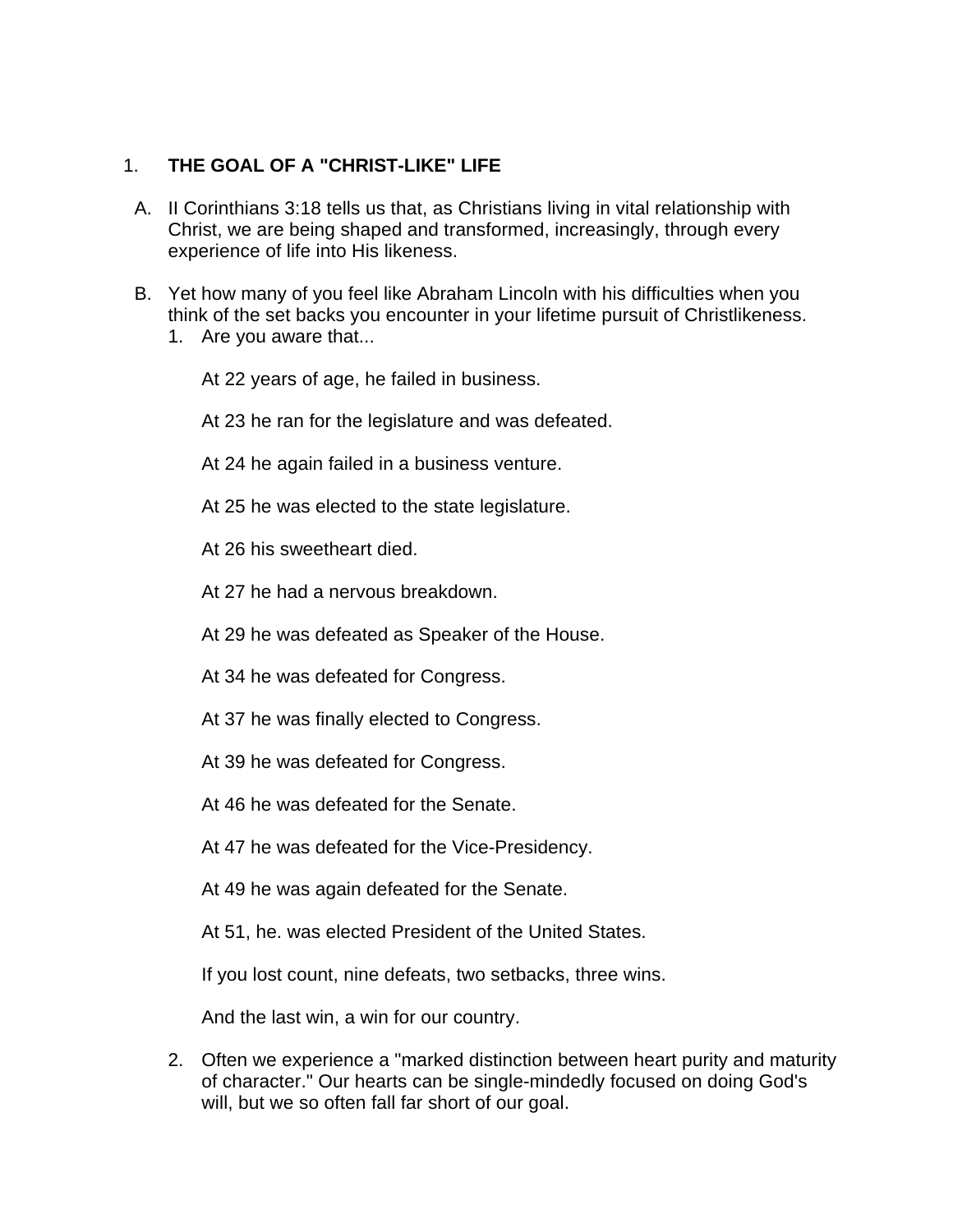1. **THE GOAL OF A "CHRIST-LIKE" LIFE**

   A. II Corinthians 3:18 tells us that, as Christians living in vital relationship with Christ, we are being shaped and transformed, increasingly, through every experience of life into His likeness.

   B. Yet how many of you feel like Abraham Lincoln with his difficulties when you think of the set backs you encounter in your lifetime pursuit of Christlikeness.

      1. Are you aware that...

         At 22 years of age, he failed in business.

         At 23 he ran for the legislature and was defeated.

         At 24 he again failed in a business venture.

         At 25 he was elected to the state legislature.

         At 26 his sweetheart died.

         At 27 he had a nervous breakdown.

         At 29 he was defeated as Speaker of the House.

         At 34 he was defeated for Congress.

         At 37 he was finally elected to Congress.

         At 39 he was defeated for Congress.

         At 46 he was defeated for the Senate.

         At 47 he was defeated for the Vice-Presidency.

         At 49 he was again defeated for the Senate.

         At 51, he. was elected President of the United States.

         If you lost count, nine defeats, two setbacks, three wins.

         And the last win, a win for our country.

      2. Often we experience a "marked distinction between heart purity and maturity of character." Our hearts can be single-mindedly focused on doing God's will, but we so often fall far short of our goal.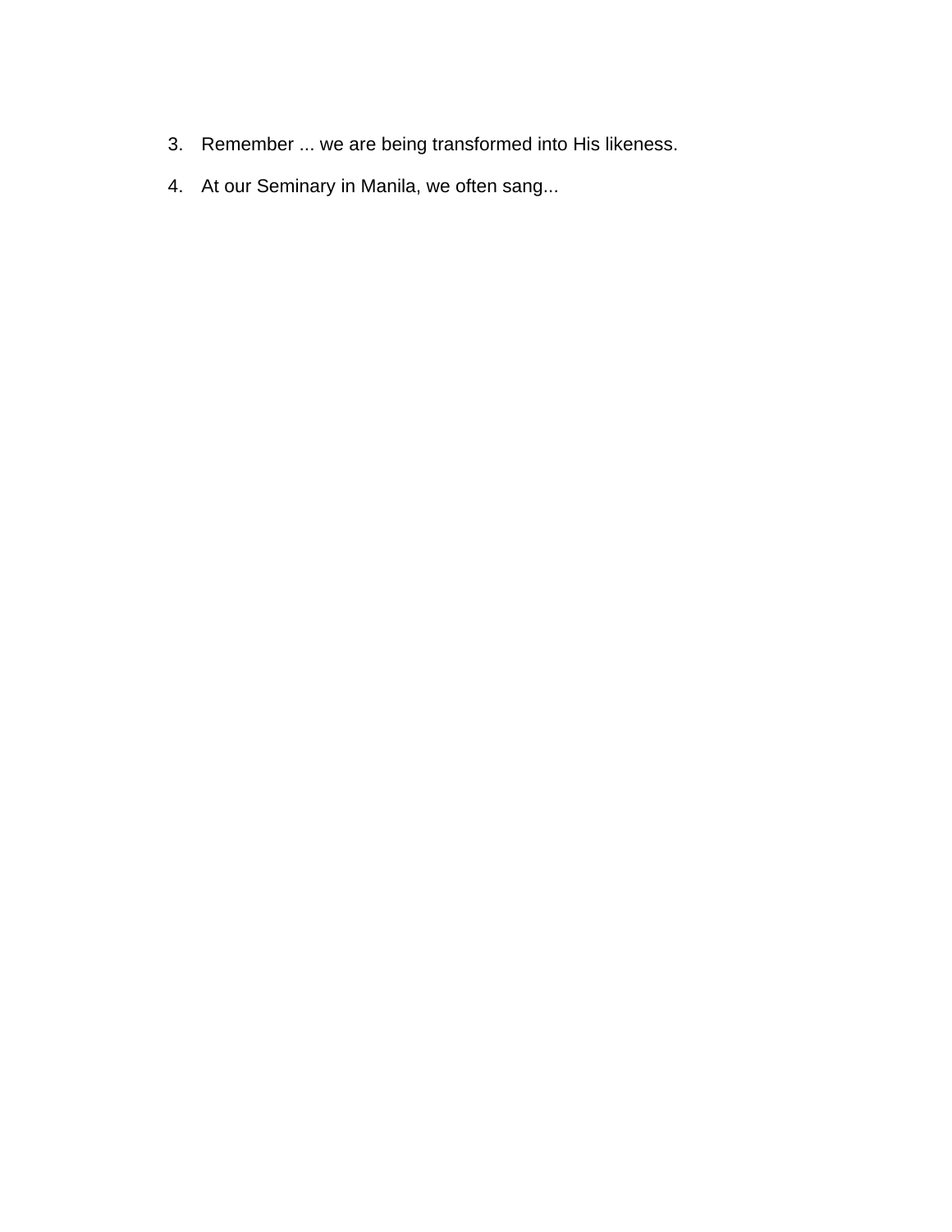3. Remember ... we are being transformed into His likeness.

4. At our Seminary in Manila, we often sang...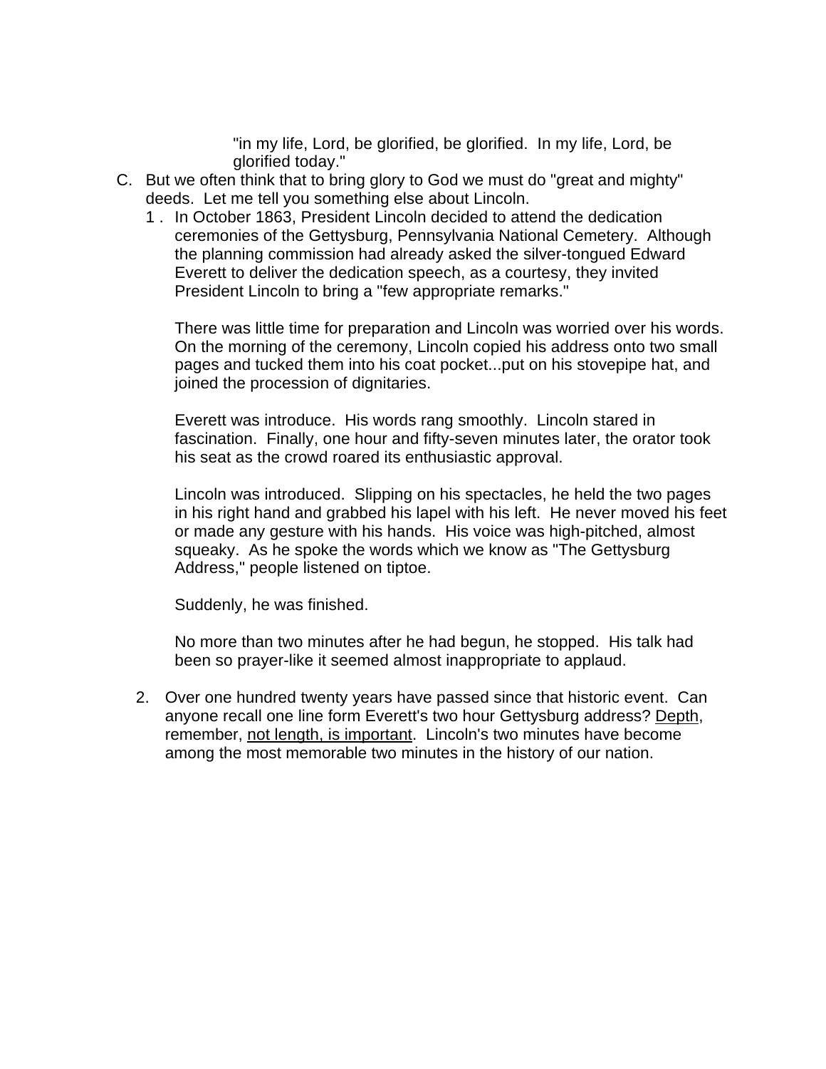"in my life, Lord, be glorified, be glorified. In my life, Lord, be glorified today."

C. But we often think that to bring glory to God we must do "great and mighty" deeds. Let me tell you something else about Lincoln.

   1 . In October 1863, President Lincoln decided to attend the dedication ceremonies of the Gettysburg, Pennsylvania National Cemetery. Although the planning commission had already asked the silver-tongued Edward Everett to deliver the dedication speech, as a courtesy, they invited President Lincoln to bring a "few appropriate remarks."

      There was little time for preparation and Lincoln was worried over his words. On the morning of the ceremony, Lincoln copied his address onto two small pages and tucked them into his coat pocket...put on his stovepipe hat, and joined the procession of dignitaries.

      Everett was introduce. His words rang smoothly. Lincoln stared in fascination. Finally, one hour and fifty-seven minutes later, the orator took his seat as the crowd roared its enthusiastic approval.

      Lincoln was introduced. Slipping on his spectacles, he held the two pages in his right hand and grabbed his lapel with his left. He never moved his feet or made any gesture with his hands. His voice was high-pitched, almost squeaky. As he spoke the words which we know as "The Gettysburg Address," people listened on tiptoe.

      Suddenly, he was finished.

      No more than two minutes after he had begun, he stopped. His talk had been so prayer-like it seemed almost inappropriate to applaud.

   2. Over one hundred twenty years have passed since that historic event. Can anyone recall one line form Everett's two hour Gettysburg address? <u>Depth</u>, remember, <u>not length, is important</u>. Lincoln's two minutes have become among the most memorable two minutes in the history of our nation.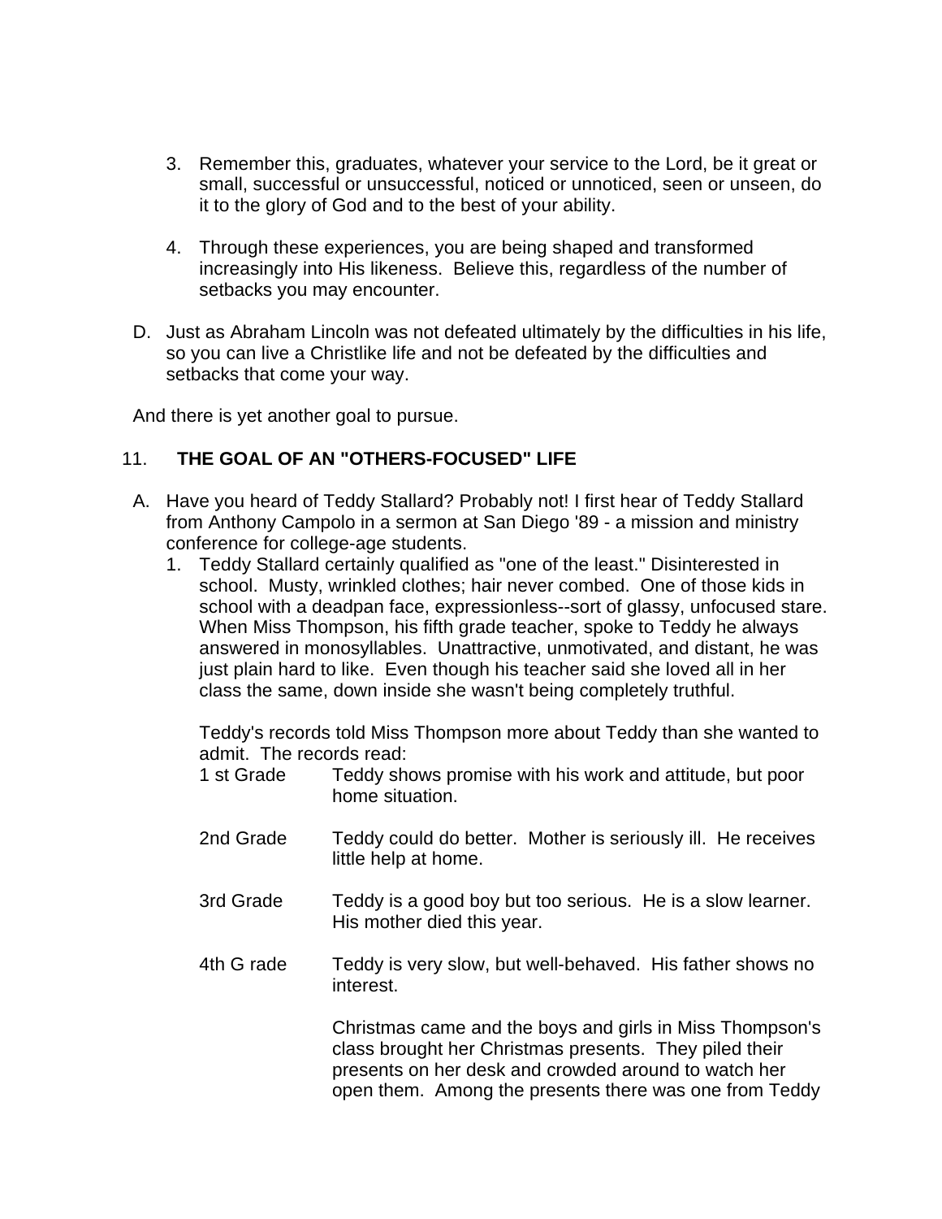3. Remember this, graduates, whatever your service to the Lord, be it great or small, successful or unsuccessful, noticed or unnoticed, seen or unseen, do it to the glory of God and to the best of your ability.

4. Through these experiences, you are being shaped and transformed increasingly into His likeness. Believe this, regardless of the number of setbacks you may encounter.

D. Just as Abraham Lincoln was not defeated ultimately by the difficulties in his life, so you can live a Christlike life and not be defeated by the difficulties and setbacks that come your way.

And there is yet another goal to pursue.

## 11. THE GOAL OF AN "OTHERS-FOCUSED" LIFE

A. Have you heard of Teddy Stallard? Probably not! I first hear of Teddy Stallard from Anthony Campolo in a sermon at San Diego '89 - a mission and ministry conference for college-age students.

1. Teddy Stallard certainly qualified as "one of the least." Disinterested in school. Musty, wrinkled clothes; hair never combed. One of those kids in school with a deadpan face, expressionless--sort of glassy, unfocused stare. When Miss Thompson, his fifth grade teacher, spoke to Teddy he always answered in monosyllables. Unattractive, unmotivated, and distant, he was just plain hard to like. Even though his teacher said she loved all in her class the same, down inside she wasn't being completely truthful.

   Teddy's records told Miss Thompson more about Teddy than she wanted to admit. The records read:

   1 st Grade — Teddy shows promise with his work and attitude, but poor home situation.

   2nd Grade — Teddy could do better. Mother is seriously ill. He receives little help at home.

   3rd Grade — Teddy is a good boy but too serious. He is a slow learner. His mother died this year.

   4th G rade — Teddy is very slow, but well-behaved. His father shows no interest.

   Christmas came and the boys and girls in Miss Thompson's class brought her Christmas presents. They piled their presents on her desk and crowded around to watch her open them. Among the presents there was one from Teddy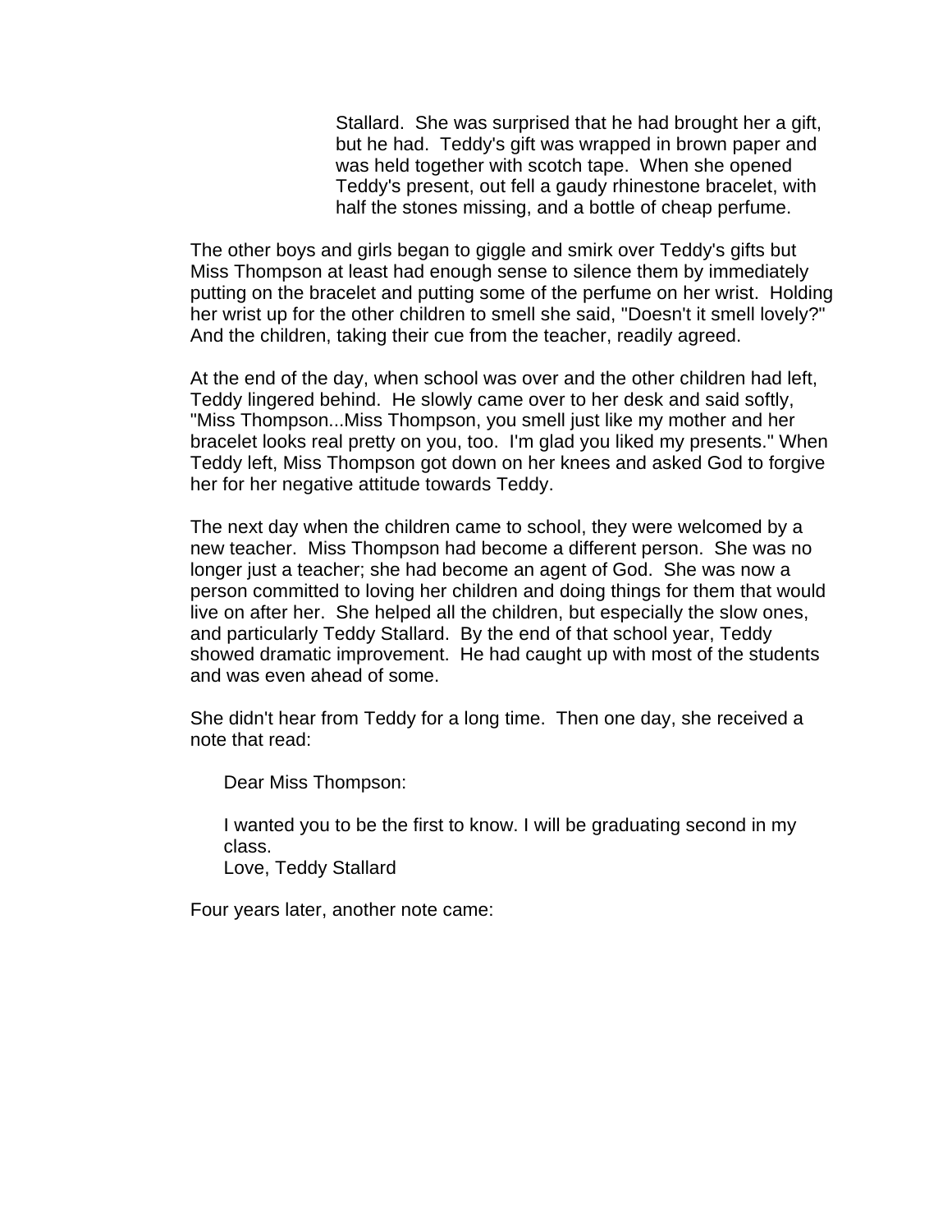Stallard. She was surprised that he had brought her a gift, but he had. Teddy's gift was wrapped in brown paper and was held together with scotch tape. When she opened Teddy's present, out fell a gaudy rhinestone bracelet, with half the stones missing, and a bottle of cheap perfume.

The other boys and girls began to giggle and smirk over Teddy's gifts but Miss Thompson at least had enough sense to silence them by immediately putting on the bracelet and putting some of the perfume on her wrist. Holding her wrist up for the other children to smell she said, "Doesn't it smell lovely?" And the children, taking their cue from the teacher, readily agreed.

At the end of the day, when school was over and the other children had left, Teddy lingered behind. He slowly came over to her desk and said softly, "Miss Thompson...Miss Thompson, you smell just like my mother and her bracelet looks real pretty on you, too. I'm glad you liked my presents." When Teddy left, Miss Thompson got down on her knees and asked God to forgive her for her negative attitude towards Teddy.

The next day when the children came to school, they were welcomed by a new teacher. Miss Thompson had become a different person. She was no longer just a teacher; she had become an agent of God. She was now a person committed to loving her children and doing things for them that would live on after her. She helped all the children, but especially the slow ones, and particularly Teddy Stallard. By the end of that school year, Teddy showed dramatic improvement. He had caught up with most of the students and was even ahead of some.

She didn't hear from Teddy for a long time. Then one day, she received a note that read:

> Dear Miss Thompson:
>
> I wanted you to be the first to know. I will be graduating second in my class.
> Love, Teddy Stallard

Four years later, another note came: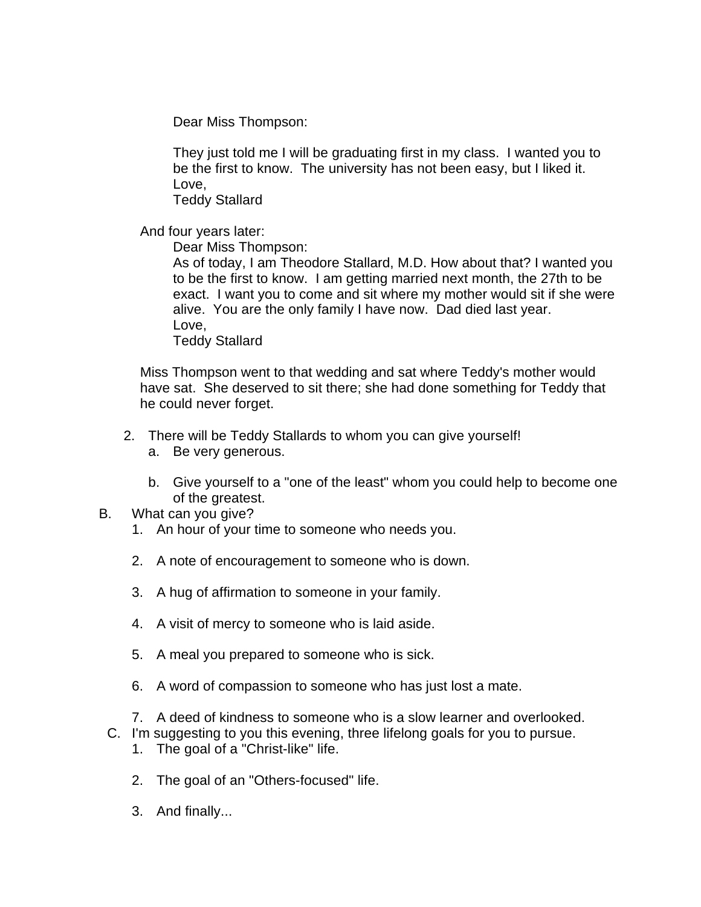Dear Miss Thompson:

They just told me I will be graduating first in my class. I wanted you to be the first to know. The university has not been easy, but I liked it.
Love,
Teddy Stallard

And four years later:

Dear Miss Thompson:
As of today, I am Theodore Stallard, M.D. How about that? I wanted you to be the first to know. I am getting married next month, the 27th to be exact. I want you to come and sit where my mother would sit if she were alive. You are the only family I have now. Dad died last year.
Love,
Teddy Stallard

Miss Thompson went to that wedding and sat where Teddy's mother would have sat. She deserved to sit there; she had done something for Teddy that he could never forget.

2. There will be Teddy Stallards to whom you can give yourself!
   a. Be very generous.
   b. Give yourself to a "one of the least" whom you could help to become one of the greatest.

B. What can you give?
   1. An hour of your time to someone who needs you.
   2. A note of encouragement to someone who is down.
   3. A hug of affirmation to someone in your family.
   4. A visit of mercy to someone who is laid aside.
   5. A meal you prepared to someone who is sick.
   6. A word of compassion to someone who has just lost a mate.
   7. A deed of kindness to someone who is a slow learner and overlooked.

C. I'm suggesting to you this evening, three lifelong goals for you to pursue.
   1. The goal of a "Christ-like" life.
   2. The goal of an "Others-focused" life.
   3. And finally...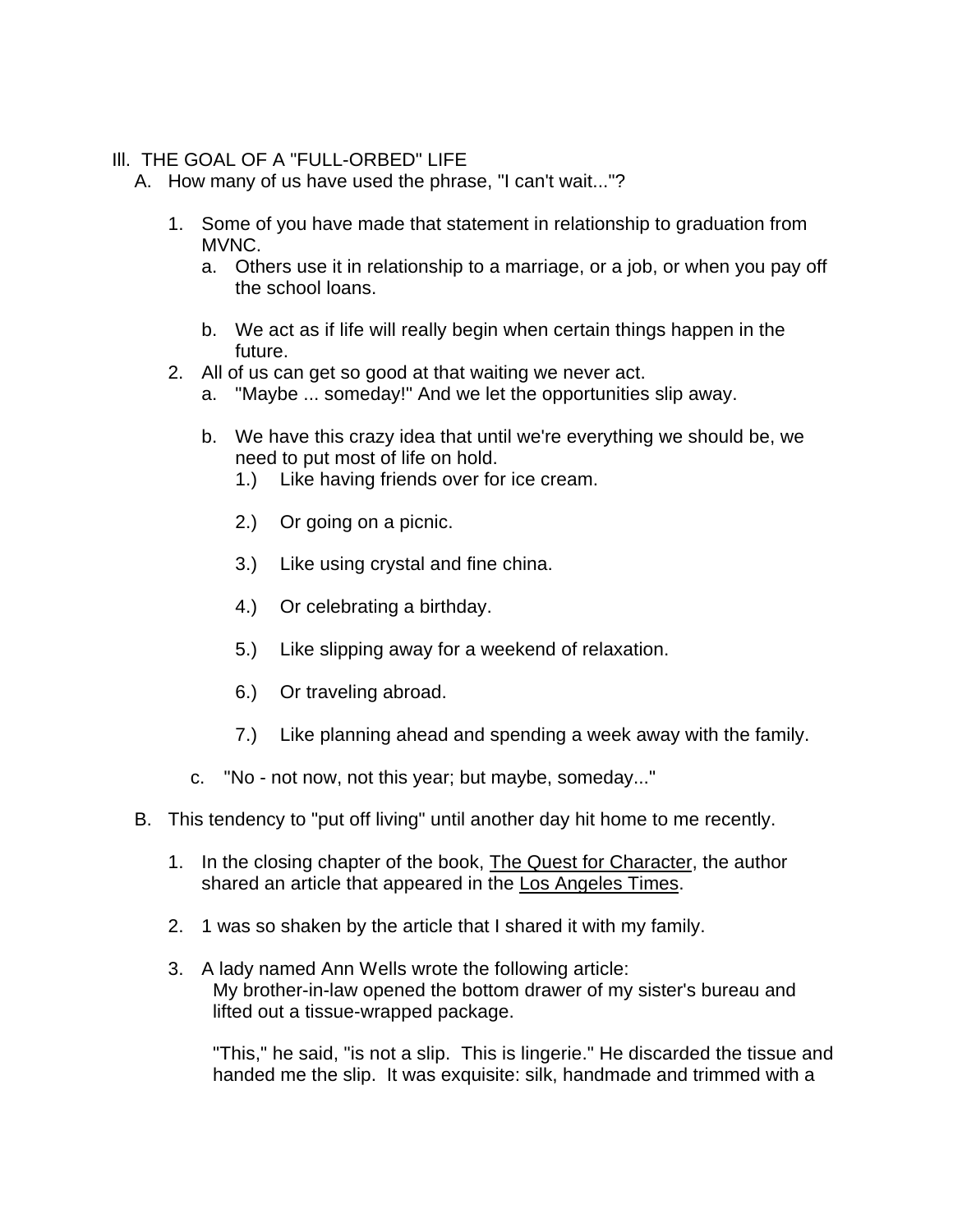## III. THE GOAL OF A "FULL-ORBED" LIFE

A. How many of us have used the phrase, "I can't wait..."?

1. Some of you have made that statement in relationship to graduation from MVNC.
   a. Others use it in relationship to a marriage, or a job, or when you pay off the school loans.

   b. We act as if life will really begin when certain things happen in the future.
2. All of us can get so good at that waiting we never act.
   a. "Maybe ... someday!" And we let the opportunities slip away.

   b. We have this crazy idea that until we're everything we should be, we need to put most of life on hold.
      1.) Like having friends over for ice cream.

      2.) Or going on a picnic.

      3.) Like using crystal and fine china.

      4.) Or celebrating a birthday.

      5.) Like slipping away for a weekend of relaxation.

      6.) Or traveling abroad.

      7.) Like planning ahead and spending a week away with the family.

   c. "No - not now, not this year; but maybe, someday..."

B. This tendency to "put off living" until another day hit home to me recently.

1. In the closing chapter of the book, <u>The Quest for Character</u>, the author shared an article that appeared in the <u>Los Angeles Times</u>.

2. 1 was so shaken by the article that I shared it with my family.

3. A lady named Ann Wells wrote the following article:

   My brother-in-law opened the bottom drawer of my sister's bureau and lifted out a tissue-wrapped package.

   "This," he said, "is not a slip. This is lingerie." He discarded the tissue and handed me the slip. It was exquisite: silk, handmade and trimmed with a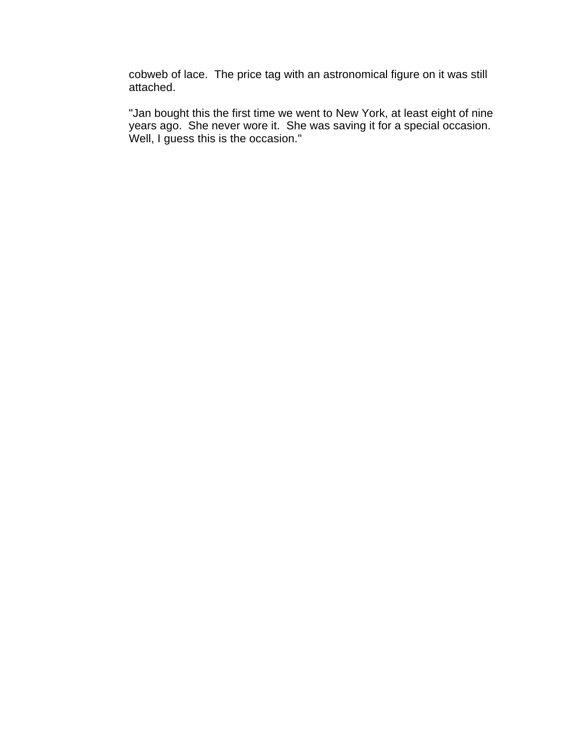cobweb of lace.  The price tag with an astronomical figure on it was still attached.

"Jan bought this the first time we went to New York, at least eight of nine years ago.  She never wore it.  She was saving it for a special occasion.  Well, I guess this is the occasion."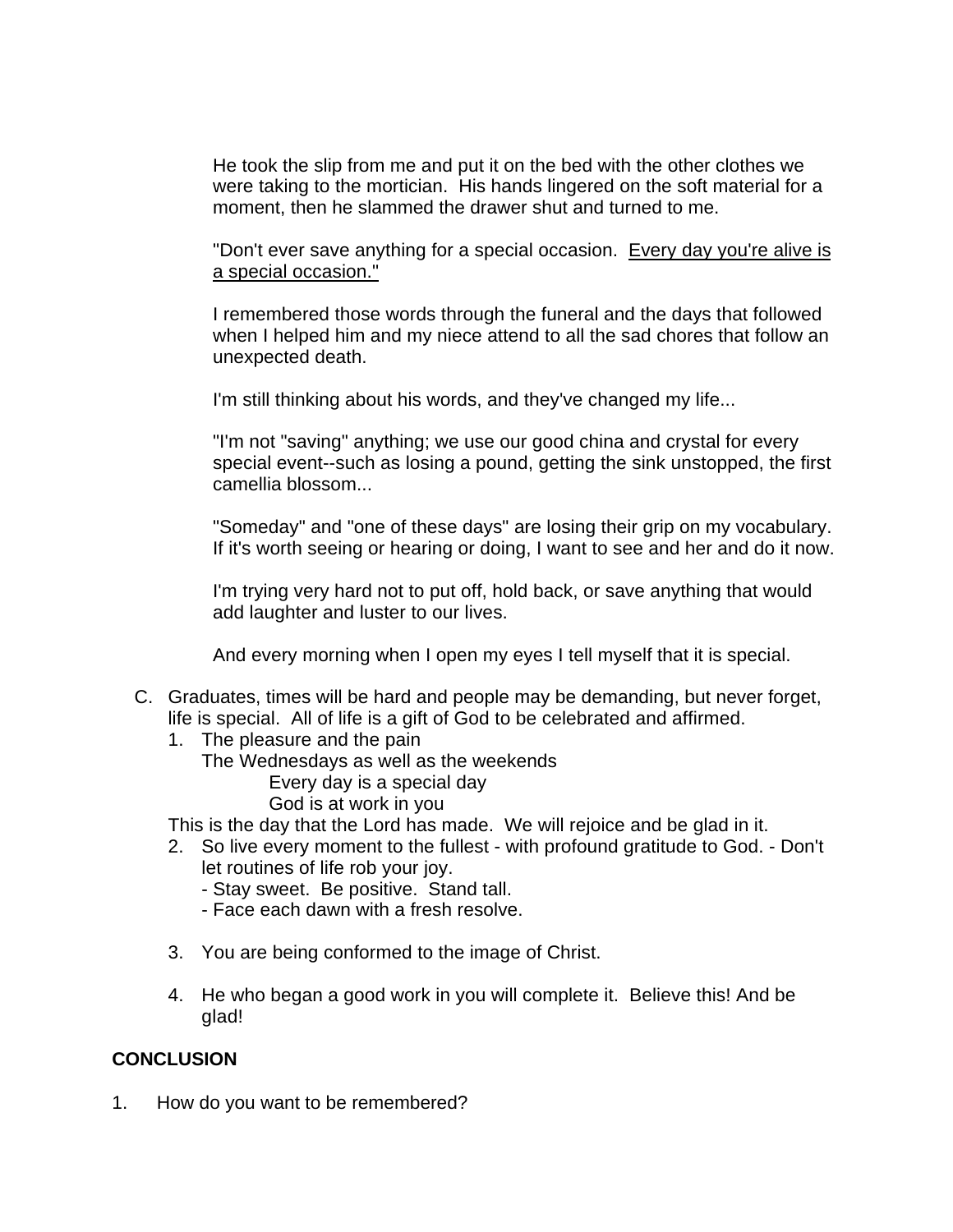He took the slip from me and put it on the bed with the other clothes we were taking to the mortician. His hands lingered on the soft material for a moment, then he slammed the drawer shut and turned to me.

"Don't ever save anything for a special occasion. <u>Every day you're alive is a special occasion."</u>

I remembered those words through the funeral and the days that followed when I helped him and my niece attend to all the sad chores that follow an unexpected death.

I'm still thinking about his words, and they've changed my life...

"I'm not "saving" anything; we use our good china and crystal for every special event--such as losing a pound, getting the sink unstopped, the first camellia blossom...

"Someday" and "one of these days" are losing their grip on my vocabulary. If it's worth seeing or hearing or doing, I want to see and her and do it now.

I'm trying very hard not to put off, hold back, or save anything that would add laughter and luster to our lives.

And every morning when I open my eyes I tell myself that it is special.

C. Graduates, times will be hard and people may be demanding, but never forget, life is special. All of life is a gift of God to be celebrated and affirmed.
   1. The pleasure and the pain
      The Wednesdays as well as the weekends
         Every day is a special day
         God is at work in you

   This is the day that the Lord has made. We will rejoice and be glad in it.
   2. So live every moment to the fullest - with profound gratitude to God. - Don't let routines of life rob your joy.
      - Stay sweet. Be positive. Stand tall.
      - Face each dawn with a fresh resolve.
   3. You are being conformed to the image of Christ.
   4. He who began a good work in you will complete it. Believe this! And be glad!

**CONCLUSION**

1. How do you want to be remembered?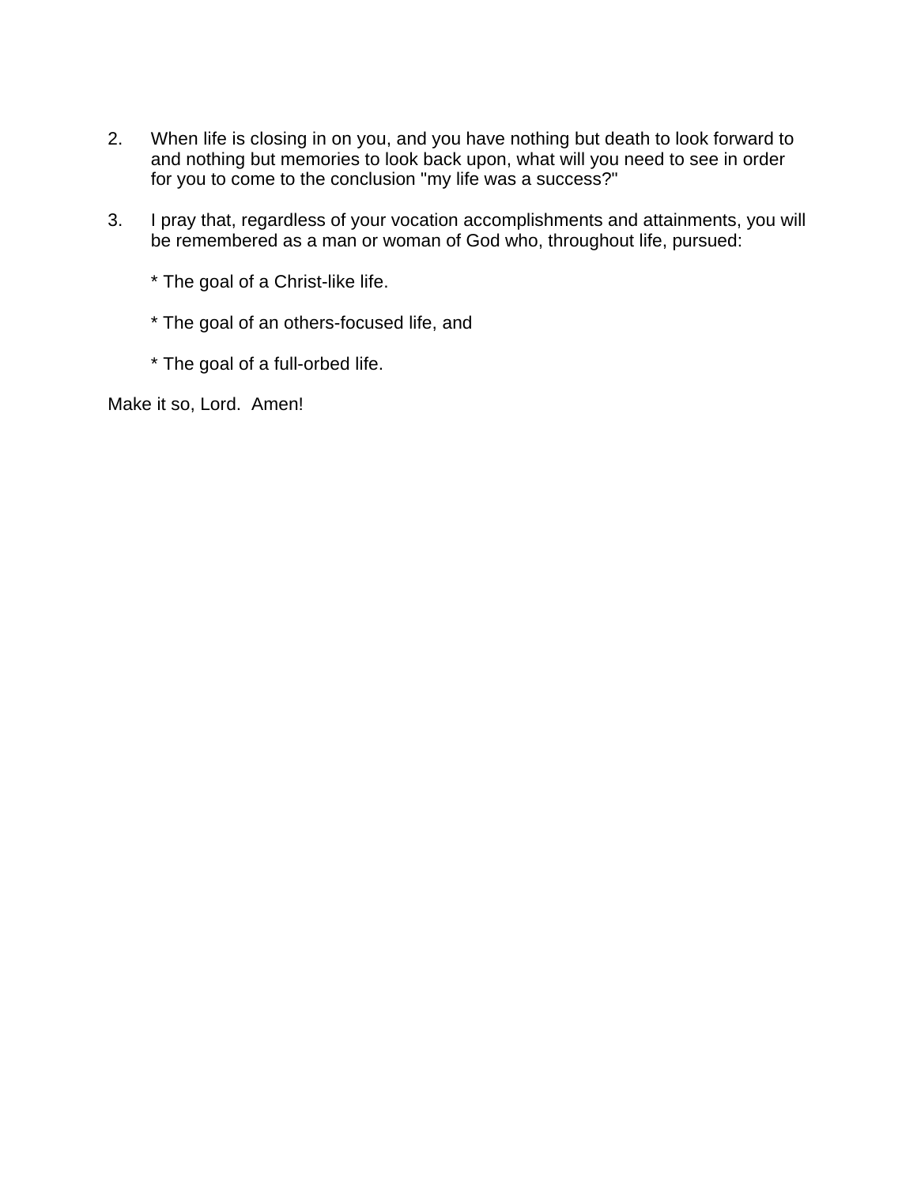2. When life is closing in on you, and you have nothing but death to look forward to and nothing but memories to look back upon, what will you need to see in order for you to come to the conclusion "my life was a success?"

3. I pray that, regardless of your vocation accomplishments and attainments, you will be remembered as a man or woman of God who, throughout life, pursued:

   * The goal of a Christ-like life.

   * The goal of an others-focused life, and

   * The goal of a full-orbed life.

Make it so, Lord. Amen!